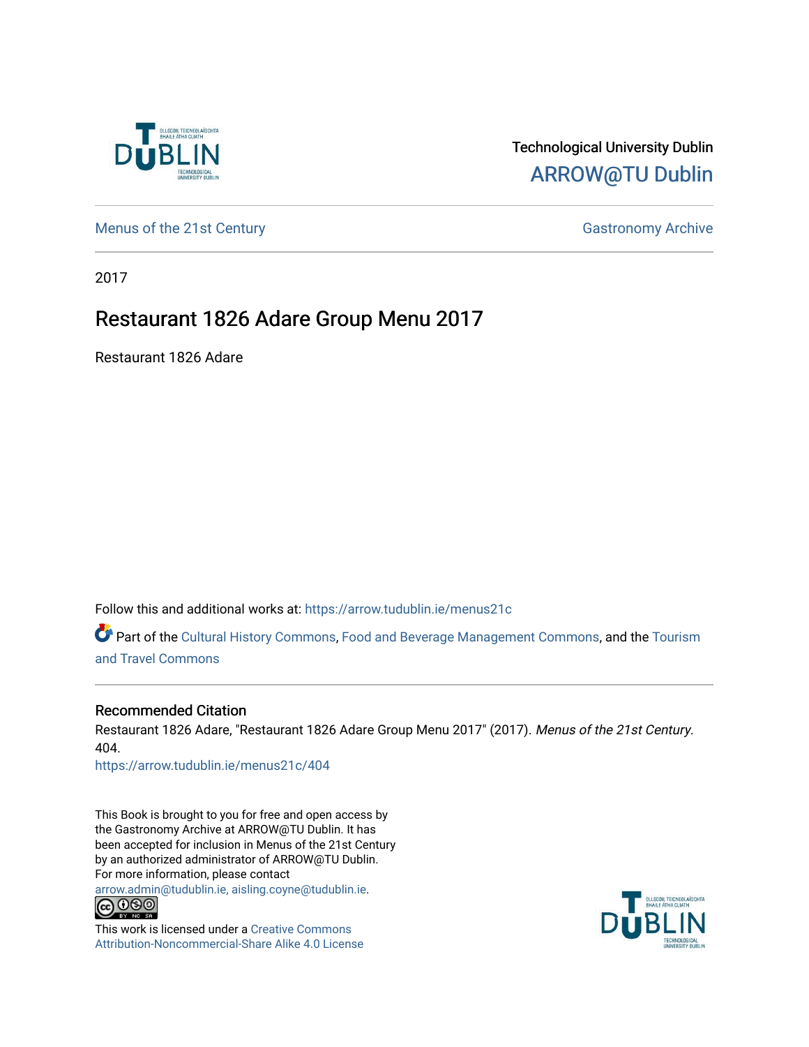Technological University Dublin

ARROW@TU Dublin

Menus of the 21st Century

Gastronomy Archive

2017

# Restaurant 1826 Adare Group Menu 2017

Restaurant 1826 Adare

Follow this and additional works at: https://arrow.tudublin.ie/menus21c

Part of the Cultural History Commons, Food and Beverage Management Commons, and the Tourism and Travel Commons

## Recommended Citation

Restaurant 1826 Adare, "Restaurant 1826 Adare Group Menu 2017" (2017). *Menus of the 21st Century*. 404.

https://arrow.tudublin.ie/menus21c/404

This Book is brought to you for free and open access by the Gastronomy Archive at ARROW@TU Dublin. It has been accepted for inclusion in Menus of the 21st Century by an authorized administrator of ARROW@TU Dublin. For more information, please contact arrow.admin@tudublin.ie, aisling.coyne@tudublin.ie.

This work is licensed under a Creative Commons Attribution-Noncommercial-Share Alike 4.0 License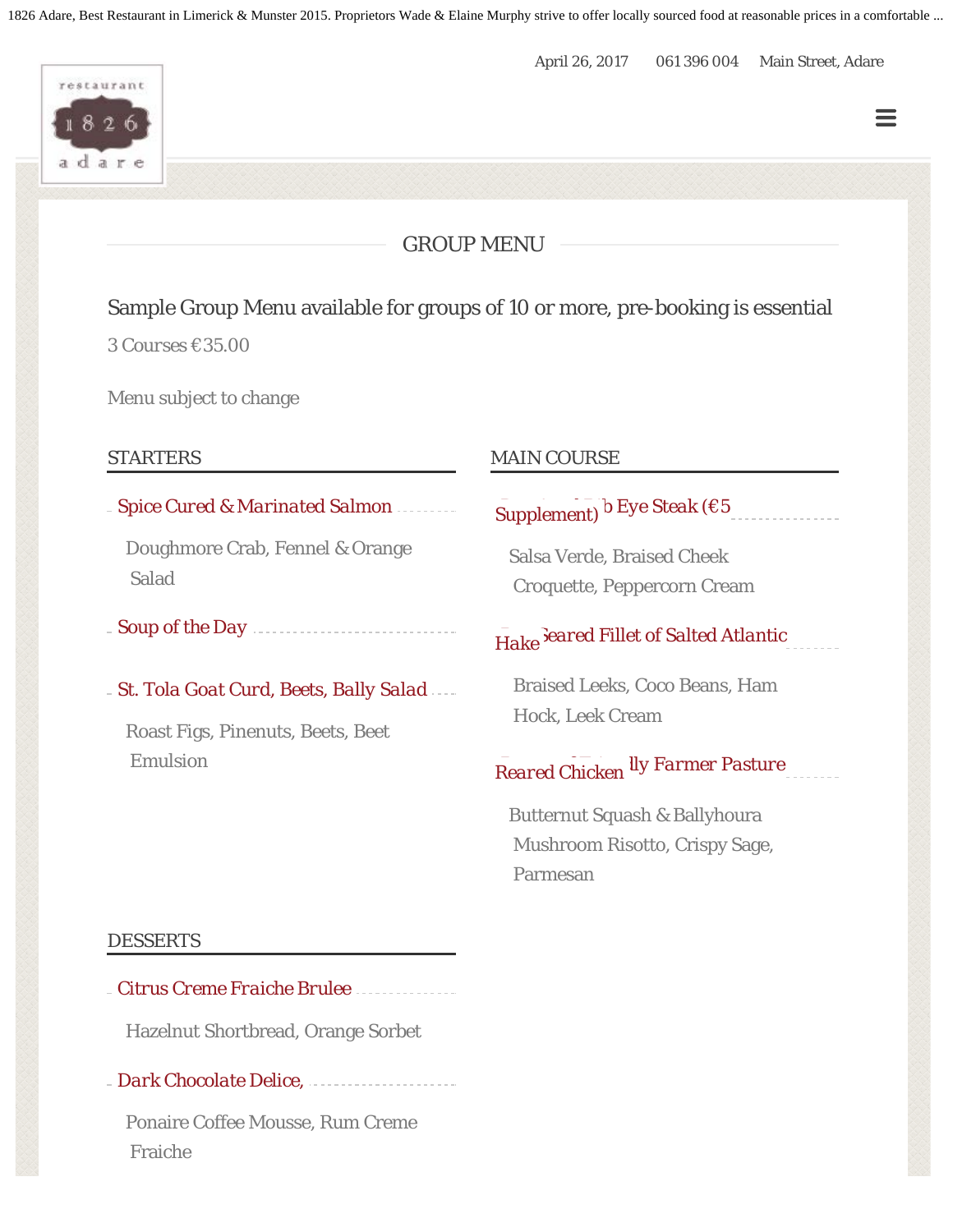April 26, 2017 061 396 004 Main Street, Adare

restaurant 1826 adare

## GROUP MENU

Sample Group Menu available for groups of 10 or more, pre-booking is essential

3 Courses €35.00

Menu subject to change

### STARTERS

**Spice Cured & Marinated Salmon**

Doughmore Crab, Fennel & Orange Salad

**Soup of the Day**

**St. Tola Goat Curd, Beets, Bally Salad**

Roast Figs, Pinenuts, Beets, Beet Emulsion

### MAIN COURSE

**...b Eye Steak (€5 Supplement)**

Salsa Verde, Braised Cheek Croquette, Peppercorn Cream

**Seared Fillet of Salted Atlantic Hake**

Braised Leeks, Coco Beans, Ham Hock, Leek Cream

**...lly Farmer Pasture Reared Chicken**

Butternut Squash & Ballyhoura Mushroom Risotto, Crispy Sage, Parmesan

### DESSERTS

**Citrus Creme Fraiche Brulee**

Hazelnut Shortbread, Orange Sorbet

**Dark Chocolate Delice,**

Ponaire Coffee Mousse, Rum Creme Fraiche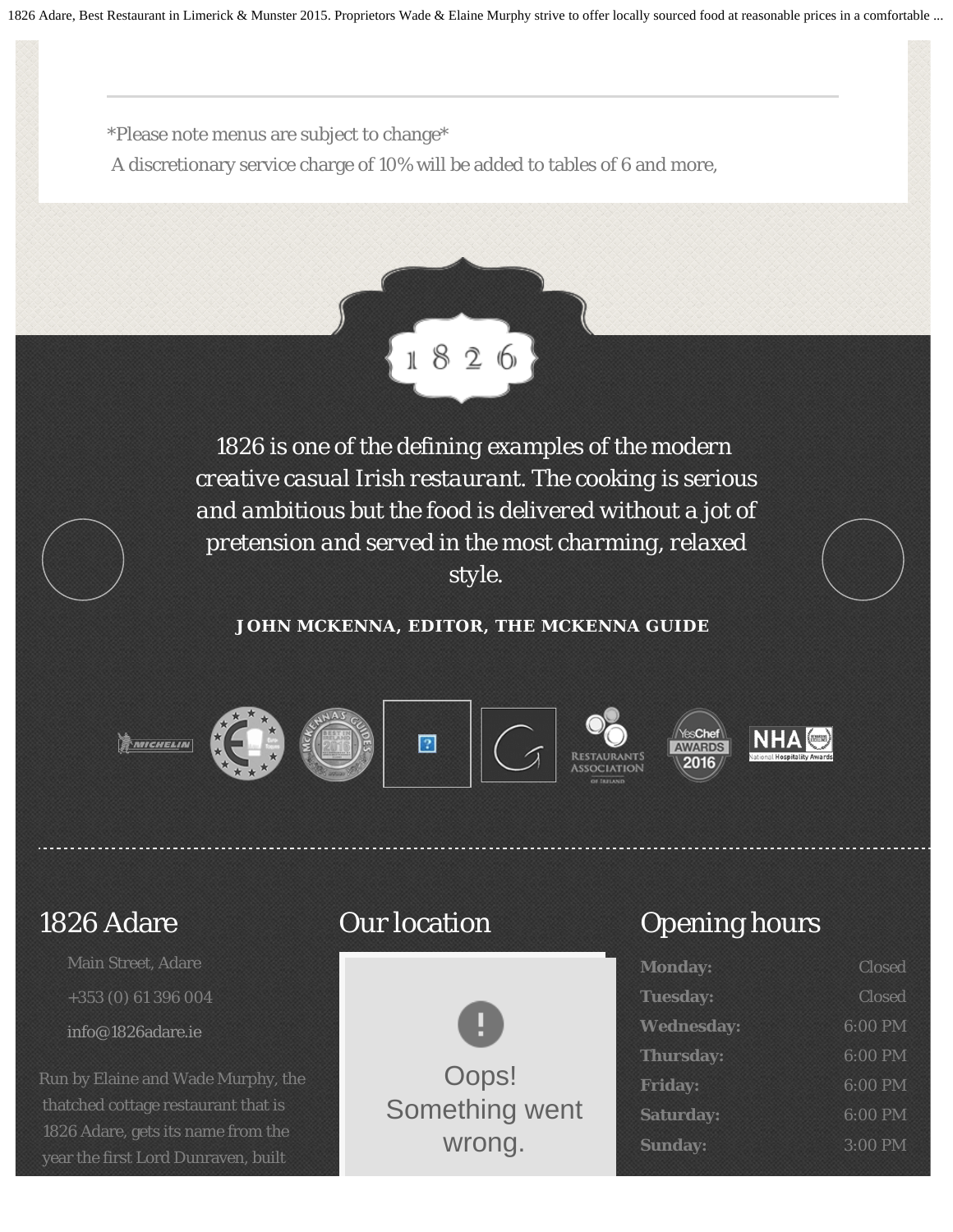*Please note menus are subject to change*

A discretionary service charge of 10% will be added to tables of 6 and more,

1826

*1826 is one of the defining examples of the modern creative casual Irish restaurant. The cooking is serious and ambitious but the food is delivered without a jot of pretension and served in the most charming, relaxed style.*

**JOHN MCKENNA, EDITOR, THE MCKENNA GUIDE**

## 1826 Adare

Main Street, Adare

+353 (0) 61 396 004

info@1826adare.ie

Run by Elaine and Wade Murphy, the thatched cottage restaurant that is 1826 Adare, gets its name from the year the first Lord Dunraven, built

## Our location

Oops! Something went wrong.

## Opening hours

| | |
|---|---|
| **Monday:** | Closed |
| **Tuesday:** | Closed |
| **Wednesday:** | 6:00 PM |
| **Thursday:** | 6:00 PM |
| **Friday:** | 6:00 PM |
| **Saturday:** | 6:00 PM |
| **Sunday:** | 3:00 PM |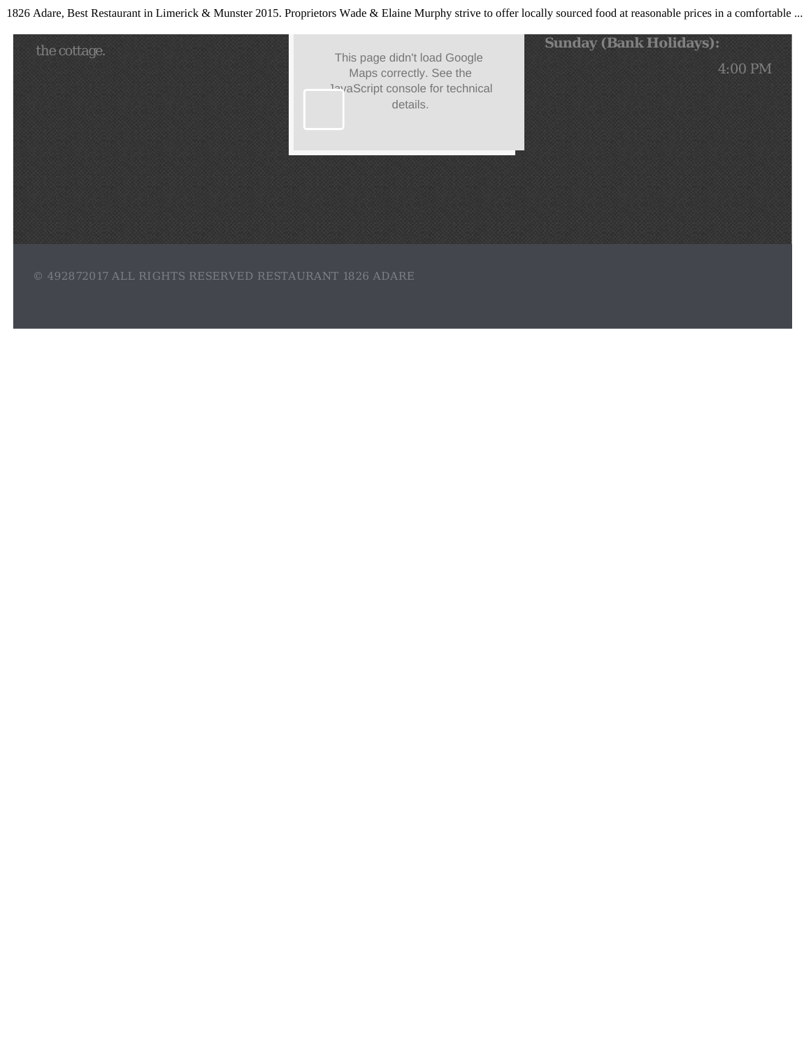1826 Adare, Best Restaurant in Limerick & Munster 2015. Proprietors Wade & Elaine Murphy strive to offer locally sourced food at reasonable prices in a comfortable ...

the cottage.

This page didn't load Google Maps correctly. See the JavaScript console for technical details.

**Sunday (Bank Holidays):**

4:00 PM

© 492872017 ALL RIGHTS RESERVED RESTAURANT 1826 ADARE